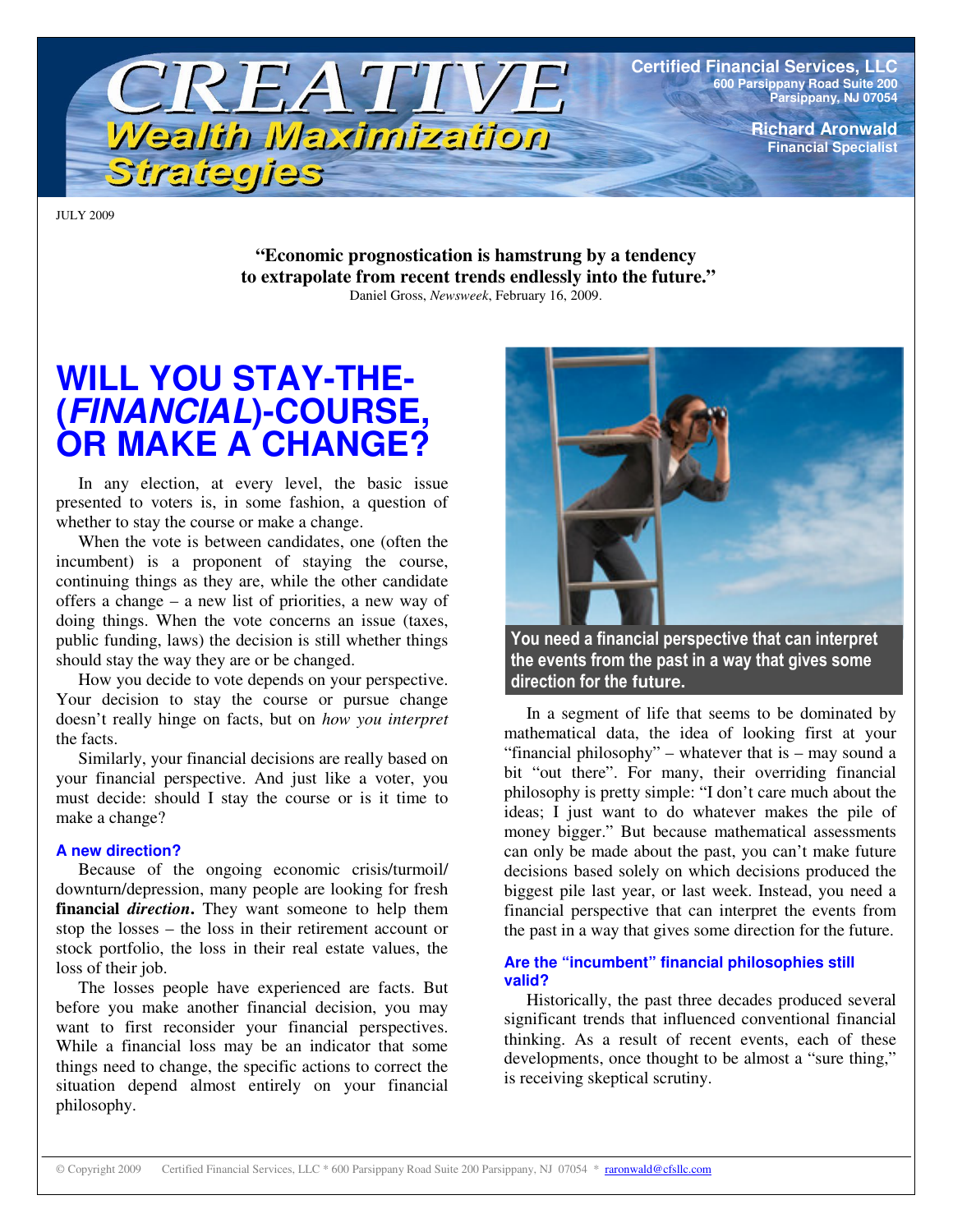# CREATIVE Wealth Maximization Strategies

**Certified Financial Services, LLC**
600 Parsippany Road Suite 200
Parsippany, NJ 07054

**Richard Aronwald**
Financial Specialist

JULY 2009

> **"Economic prognostication is hamstrung by a tendency to extrapolate from recent trends endlessly into the future."**
> Daniel Gross, *Newsweek*, February 16, 2009.

## WILL YOU STAY-THE-(*FINANCIAL*)-COURSE, OR MAKE A CHANGE?

In any election, at every level, the basic issue presented to voters is, in some fashion, a question of whether to stay the course or make a change.

When the vote is between candidates, one (often the incumbent) is a proponent of staying the course, continuing things as they are, while the other candidate offers a change – a new list of priorities, a new way of doing things. When the vote concerns an issue (taxes, public funding, laws) the decision is still whether things should stay the way they are or be changed.

How you decide to vote depends on your perspective. Your decision to stay the course or pursue change doesn't really hinge on facts, but on *how you interpret* the facts.

Similarly, your financial decisions are really based on your financial perspective. And just like a voter, you must decide: should I stay the course or is it time to make a change?

### A new direction?

Because of the ongoing economic crisis/turmoil/downturn/depression, many people are looking for fresh **financial *direction*.** They want someone to help them stop the losses – the loss in their retirement account or stock portfolio, the loss in their real estate values, the loss of their job.

The losses people have experienced are facts. But before you make another financial decision, you may want to first reconsider your financial perspectives. While a financial loss may be an indicator that some things need to change, the specific actions to correct the situation depend almost entirely on your financial philosophy.

**You need a financial perspective that can interpret the events from the past in a way that gives some direction for the future.**

In a segment of life that seems to be dominated by mathematical data, the idea of looking first at your "financial philosophy" – whatever that is – may sound a bit "out there". For many, their overriding financial philosophy is pretty simple: "I don't care much about the ideas; I just want to do whatever makes the pile of money bigger." But because mathematical assessments can only be made about the past, you can't make future decisions based solely on which decisions produced the biggest pile last year, or last week. Instead, you need a financial perspective that can interpret the events from the past in a way that gives some direction for the future.

### Are the "incumbent" financial philosophies still valid?

Historically, the past three decades produced several significant trends that influenced conventional financial thinking. As a result of recent events, each of these developments, once thought to be almost a "sure thing," is receiving skeptical scrutiny.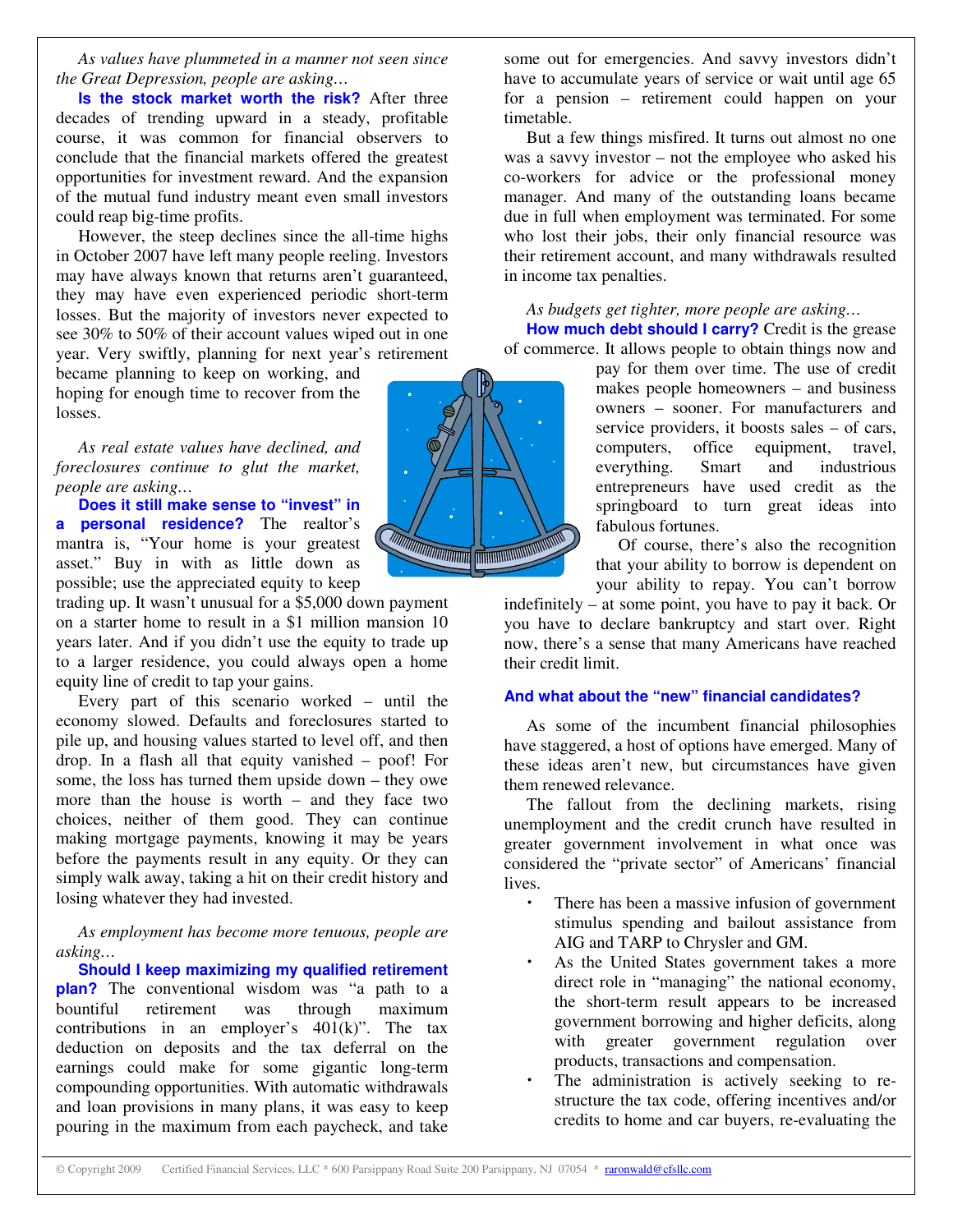*As values have plummeted in a manner not seen since the Great Depression, people are asking…*

**Is the stock market worth the risk?** After three decades of trending upward in a steady, profitable course, it was common for financial observers to conclude that the financial markets offered the greatest opportunities for investment reward. And the expansion of the mutual fund industry meant even small investors could reap big-time profits.

However, the steep declines since the all-time highs in October 2007 have left many people reeling. Investors may have always known that returns aren't guaranteed, they may have even experienced periodic short-term losses. But the majority of investors never expected to see 30% to 50% of their account values wiped out in one year. Very swiftly, planning for next year's retirement became planning to keep on working, and hoping for enough time to recover from the losses.

*As real estate values have declined, and foreclosures continue to glut the market, people are asking…*

**Does it still make sense to "invest" in a personal residence?** The realtor's mantra is, "Your home is your greatest asset." Buy in with as little down as possible; use the appreciated equity to keep trading up. It wasn't unusual for a $5,000 down payment on a starter home to result in a $1 million mansion 10 years later. And if you didn't use the equity to trade up to a larger residence, you could always open a home equity line of credit to tap your gains.

Every part of this scenario worked – until the economy slowed. Defaults and foreclosures started to pile up, and housing values started to level off, and then drop. In a flash all that equity vanished – poof! For some, the loss has turned them upside down – they owe more than the house is worth – and they face two choices, neither of them good. They can continue making mortgage payments, knowing it may be years before the payments result in any equity. Or they can simply walk away, taking a hit on their credit history and losing whatever they had invested.

*As employment has become more tenuous, people are asking…*

**Should I keep maximizing my qualified retirement plan?** The conventional wisdom was "a path to a bountiful retirement was through maximum contributions in an employer's 401(k)". The tax deduction on deposits and the tax deferral on the earnings could make for some gigantic long-term compounding opportunities. With automatic withdrawals and loan provisions in many plans, it was easy to keep pouring in the maximum from each paycheck, and take some out for emergencies. And savvy investors didn't have to accumulate years of service or wait until age 65 for a pension – retirement could happen on your timetable.

But a few things misfired. It turns out almost no one was a savvy investor – not the employee who asked his co-workers for advice or the professional money manager. And many of the outstanding loans became due in full when employment was terminated. For some who lost their jobs, their only financial resource was their retirement account, and many withdrawals resulted in income tax penalties.

*As budgets get tighter, more people are asking…*

**How much debt should I carry?** Credit is the grease of commerce. It allows people to obtain things now and pay for them over time. The use of credit makes people homeowners – and business owners – sooner. For manufacturers and service providers, it boosts sales – of cars, computers, office equipment, travel, everything. Smart and industrious entrepreneurs have used credit as the springboard to turn great ideas into fabulous fortunes.

Of course, there's also the recognition that your ability to borrow is dependent on your ability to repay. You can't borrow indefinitely – at some point, you have to pay it back. Or you have to declare bankruptcy and start over. Right now, there's a sense that many Americans have reached their credit limit.

### And what about the "new" financial candidates?

As some of the incumbent financial philosophies have staggered, a host of options have emerged. Many of these ideas aren't new, but circumstances have given them renewed relevance.

The fallout from the declining markets, rising unemployment and the credit crunch have resulted in greater government involvement in what once was considered the "private sector" of Americans' financial lives.

- There has been a massive infusion of government stimulus spending and bailout assistance from AIG and TARP to Chrysler and GM.
- As the United States government takes a more direct role in "managing" the national economy, the short-term result appears to be increased government borrowing and higher deficits, along with greater government regulation over products, transactions and compensation.
- The administration is actively seeking to re-structure the tax code, offering incentives and/or credits to home and car buyers, re-evaluating the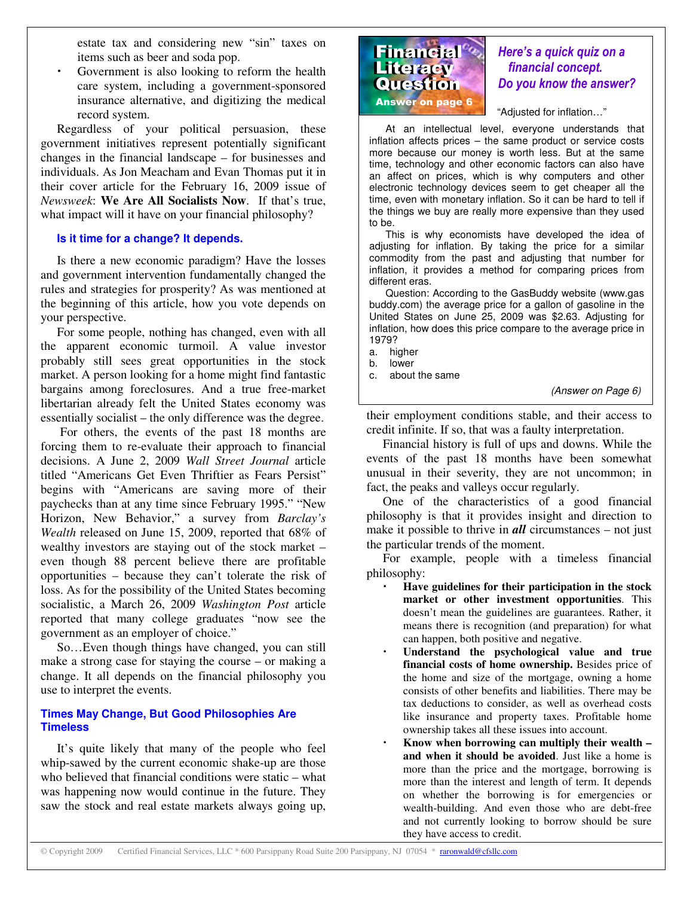estate tax and considering new "sin" taxes on items such as beer and soda pop.

- Government is also looking to reform the health care system, including a government-sponsored insurance alternative, and digitizing the medical record system.

Regardless of your political persuasion, these government initiatives represent potentially significant changes in the financial landscape – for businesses and individuals. As Jon Meacham and Evan Thomas put it in their cover article for the February 16, 2009 issue of *Newsweek*: **We Are All Socialists Now**. If that's true, what impact will it have on your financial philosophy?

### Is it time for a change? It depends.

Is there a new economic paradigm? Have the losses and government intervention fundamentally changed the rules and strategies for prosperity? As was mentioned at the beginning of this article, how you vote depends on your perspective.

For some people, nothing has changed, even with all the apparent economic turmoil. A value investor probably still sees great opportunities in the stock market. A person looking for a home might find fantastic bargains among foreclosures. And a true free-market libertarian already felt the United States economy was essentially socialist – the only difference was the degree.

For others, the events of the past 18 months are forcing them to re-evaluate their approach to financial decisions. A June 2, 2009 *Wall Street Journal* article titled "Americans Get Even Thriftier as Fears Persist" begins with "Americans are saving more of their paychecks than at any time since February 1995." "New Horizon, New Behavior," a survey from *Barclay's Wealth* released on June 15, 2009, reported that 68% of wealthy investors are staying out of the stock market – even though 88 percent believe there are profitable opportunities – because they can't tolerate the risk of loss. As for the possibility of the United States becoming socialistic, a March 26, 2009 *Washington Post* article reported that many college graduates "now see the government as an employer of choice."

So…Even though things have changed, you can still make a strong case for staying the course – or making a change. It all depends on the financial philosophy you use to interpret the events.

### Times May Change, But Good Philosophies Are Timeless

It's quite likely that many of the people who feel whip-sawed by the current economic shake-up are those who believed that financial conditions were static – what was happening now would continue in the future. They saw the stock and real estate markets always going up, their employment conditions stable, and their access to credit infinite. If so, that was a faulty interpretation.

Financial history is full of ups and downs. While the events of the past 18 months have been somewhat unusual in their severity, they are not uncommon; in fact, the peaks and valleys occur regularly.

One of the characteristics of a good financial philosophy is that it provides insight and direction to make it possible to thrive in ***all*** circumstances – not just the particular trends of the moment.

For example, people with a timeless financial philosophy:

- **Have guidelines for their participation in the stock market or other investment opportunities**. This doesn't mean the guidelines are guarantees. Rather, it means there is recognition (and preparation) for what can happen, both positive and negative.
- **Understand the psychological value and true financial costs of home ownership.** Besides price of the home and size of the mortgage, owning a home consists of other benefits and liabilities. There may be tax deductions to consider, as well as overhead costs like insurance and property taxes. Profitable home ownership takes all these issues into account.
- **Know when borrowing can multiply their wealth – and when it should be avoided**. Just like a home is more than the price and the mortgage, borrowing is more than the interest and length of term. It depends on whether the borrowing is for emergencies or wealth-building. And even those who are debt-free and not currently looking to borrow should be sure they have access to credit.

---

**Financial Literacy Question**
**Answer on page 6**

***Here's a quick quiz on a financial concept. Do you know the answer?***

"Adjusted for inflation…"

At an intellectual level, everyone understands that inflation affects prices – the same product or service costs more because our money is worth less. But at the same time, technology and other economic factors can also have an affect on prices, which is why computers and other electronic technology devices seem to get cheaper all the time, even with monetary inflation. So it can be hard to tell if the things we buy are really more expensive than they used to be.

This is why economists have developed the idea of adjusting for inflation. By taking the price for a similar commodity from the past and adjusting that number for inflation, it provides a method for comparing prices from different eras.

Question: According to the GasBuddy website (www.gasbuddy.com) the average price for a gallon of gasoline in the United States on June 25, 2009 was $2.63. Adjusting for inflation, how does this price compare to the average price in 1979?

a. higher
b. lower
c. about the same

*(Answer on Page 6)*

---

© Copyright 2009 Certified Financial Services, LLC * 600 Parsippany Road Suite 200 Parsippany, NJ 07054 * raronwald@cfsllc.com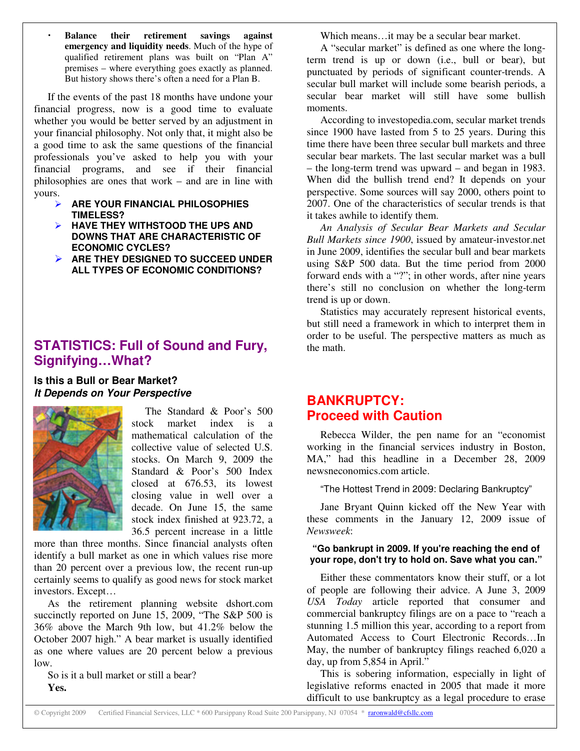- **Balance their retirement savings against emergency and liquidity needs**. Much of the hype of qualified retirement plans was built on "Plan A" premises – where everything goes exactly as planned. But history shows there's often a need for a Plan B.

If the events of the past 18 months have undone your financial progress, now is a good time to evaluate whether you would be better served by an adjustment in your financial philosophy. Not only that, it might also be a good time to ask the same questions of the financial professionals you've asked to help you with your financial programs, and see if their financial philosophies are ones that work – and are in line with yours.

- **ARE YOUR FINANCIAL PHILOSOPHIES TIMELESS?**
- **HAVE THEY WITHSTOOD THE UPS AND DOWNS THAT ARE CHARACTERISTIC OF ECONOMIC CYCLES?**
- **ARE THEY DESIGNED TO SUCCEED UNDER ALL TYPES OF ECONOMIC CONDITIONS?**

## STATISTICS: Full of Sound and Fury, Signifying…What?

### Is this a Bull or Bear Market? *It Depends on Your Perspective*

The Standard & Poor's 500 stock market index is a mathematical calculation of the collective value of selected U.S. stocks. On March 9, 2009 the Standard & Poor's 500 Index closed at 676.53, its lowest closing value in well over a decade. On June 15, the same stock index finished at 923.72, a 36.5 percent increase in a little more than three months. Since financial analysts often identify a bull market as one in which values rise more than 20 percent over a previous low, the recent run-up certainly seems to qualify as good news for stock market investors. Except…

As the retirement planning website dshort.com succinctly reported on June 15, 2009, "The S&P 500 is 36% above the March 9th low, but 41.2% below the October 2007 high." A bear market is usually identified as one where values are 20 percent below a previous low.

So is it a bull market or still a bear?

**Yes.**

Which means…it may be a secular bear market.

A "secular market" is defined as one where the long-term trend is up or down (i.e., bull or bear), but punctuated by periods of significant counter-trends. A secular bull market will include some bearish periods, a secular bear market will still have some bullish moments.

According to investopedia.com, secular market trends since 1900 have lasted from 5 to 25 years. During this time there have been three secular bull markets and three secular bear markets. The last secular market was a bull – the long-term trend was upward – and began in 1983. When did the bullish trend end? It depends on your perspective. Some sources will say 2000, others point to 2007. One of the characteristics of secular trends is that it takes awhile to identify them.

*An Analysis of Secular Bear Markets and Secular Bull Markets since 1900*, issued by amateur-investor.net in June 2009, identifies the secular bull and bear markets using S&P 500 data. But the time period from 2000 forward ends with a "?"; in other words, after nine years there's still no conclusion on whether the long-term trend is up or down.

Statistics may accurately represent historical events, but still need a framework in which to interpret them in order to be useful. The perspective matters as much as the math.

## BANKRUPTCY: Proceed with Caution

Rebecca Wilder, the pen name for an "economist working in the financial services industry in Boston, MA," had this headline in a December 28, 2009 newsneconomics.com article.

"The Hottest Trend in 2009: Declaring Bankruptcy"

Jane Bryant Quinn kicked off the New Year with these comments in the January 12, 2009 issue of *Newsweek*:

**"Go bankrupt in 2009. If you're reaching the end of your rope, don't try to hold on. Save what you can."**

Either these commentators know their stuff, or a lot of people are following their advice. A June 3, 2009 *USA Today* article reported that consumer and commercial bankruptcy filings are on a pace to "reach a stunning 1.5 million this year, according to a report from Automated Access to Court Electronic Records…In May, the number of bankruptcy filings reached 6,020 a day, up from 5,854 in April."

This is sobering information, especially in light of legislative reforms enacted in 2005 that made it more difficult to use bankruptcy as a legal procedure to erase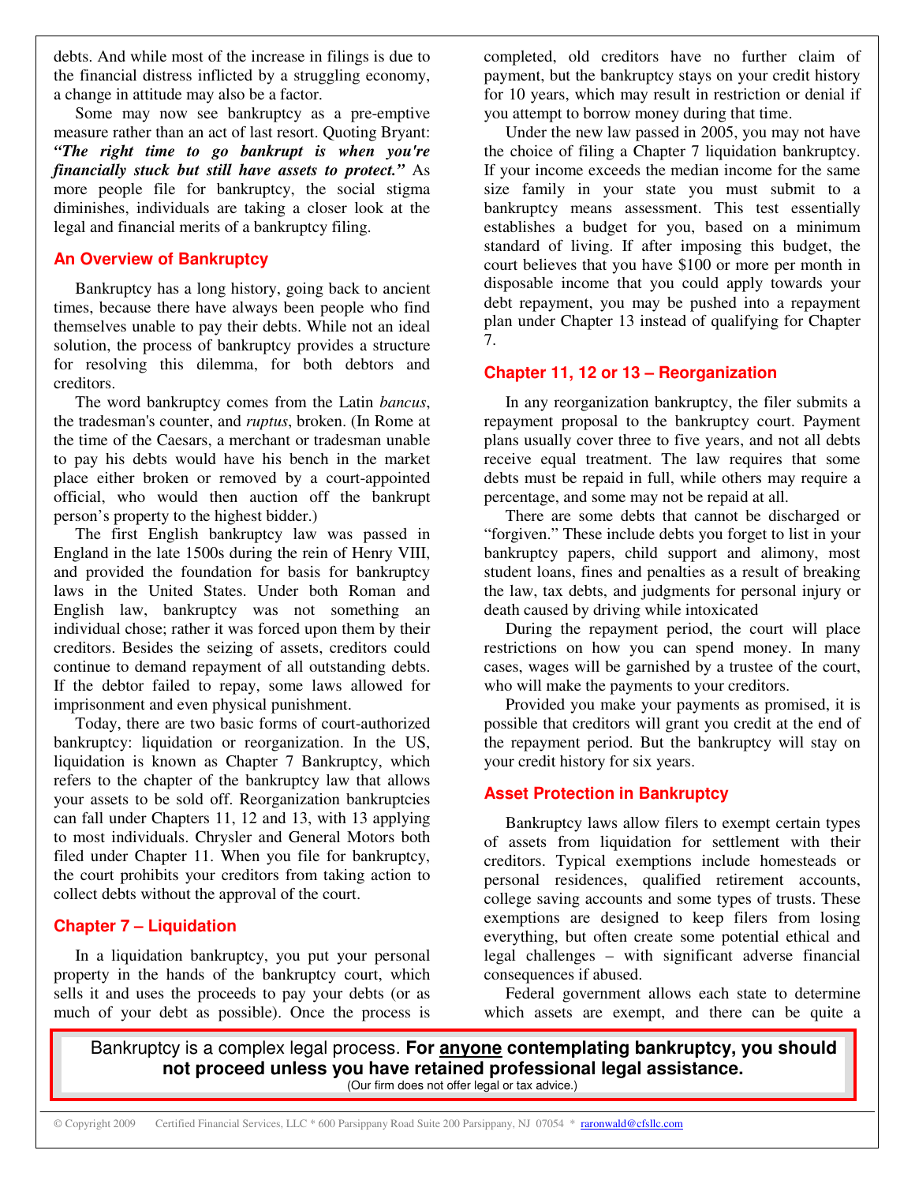debts. And while most of the increase in filings is due to the financial distress inflicted by a struggling economy, a change in attitude may also be a factor.

Some may now see bankruptcy as a pre-emptive measure rather than an act of last resort. Quoting Bryant: ***"The right time to go bankrupt is when you're financially stuck but still have assets to protect."*** As more people file for bankruptcy, the social stigma diminishes, individuals are taking a closer look at the legal and financial merits of a bankruptcy filing.

## An Overview of Bankruptcy

Bankruptcy has a long history, going back to ancient times, because there have always been people who find themselves unable to pay their debts. While not an ideal solution, the process of bankruptcy provides a structure for resolving this dilemma, for both debtors and creditors.

The word bankruptcy comes from the Latin *bancus*, the tradesman's counter, and *ruptus*, broken. (In Rome at the time of the Caesars, a merchant or tradesman unable to pay his debts would have his bench in the market place either broken or removed by a court-appointed official, who would then auction off the bankrupt person's property to the highest bidder.)

The first English bankruptcy law was passed in England in the late 1500s during the rein of Henry VIII, and provided the foundation for basis for bankruptcy laws in the United States. Under both Roman and English law, bankruptcy was not something an individual chose; rather it was forced upon them by their creditors. Besides the seizing of assets, creditors could continue to demand repayment of all outstanding debts. If the debtor failed to repay, some laws allowed for imprisonment and even physical punishment.

Today, there are two basic forms of court-authorized bankruptcy: liquidation or reorganization. In the US, liquidation is known as Chapter 7 Bankruptcy, which refers to the chapter of the bankruptcy law that allows your assets to be sold off. Reorganization bankruptcies can fall under Chapters 11, 12 and 13, with 13 applying to most individuals. Chrysler and General Motors both filed under Chapter 11. When you file for bankruptcy, the court prohibits your creditors from taking action to collect debts without the approval of the court.

## Chapter 7 – Liquidation

In a liquidation bankruptcy, you put your personal property in the hands of the bankruptcy court, which sells it and uses the proceeds to pay your debts (or as much of your debt as possible). Once the process is completed, old creditors have no further claim of payment, but the bankruptcy stays on your credit history for 10 years, which may result in restriction or denial if you attempt to borrow money during that time.

Under the new law passed in 2005, you may not have the choice of filing a Chapter 7 liquidation bankruptcy. If your income exceeds the median income for the same size family in your state you must submit to a bankruptcy means assessment. This test essentially establishes a budget for you, based on a minimum standard of living. If after imposing this budget, the court believes that you have $100 or more per month in disposable income that you could apply towards your debt repayment, you may be pushed into a repayment plan under Chapter 13 instead of qualifying for Chapter 7.

## Chapter 11, 12 or 13 – Reorganization

In any reorganization bankruptcy, the filer submits a repayment proposal to the bankruptcy court. Payment plans usually cover three to five years, and not all debts receive equal treatment. The law requires that some debts must be repaid in full, while others may require a percentage, and some may not be repaid at all.

There are some debts that cannot be discharged or "forgiven." These include debts you forget to list in your bankruptcy papers, child support and alimony, most student loans, fines and penalties as a result of breaking the law, tax debts, and judgments for personal injury or death caused by driving while intoxicated

During the repayment period, the court will place restrictions on how you can spend money. In many cases, wages will be garnished by a trustee of the court, who will make the payments to your creditors.

Provided you make your payments as promised, it is possible that creditors will grant you credit at the end of the repayment period. But the bankruptcy will stay on your credit history for six years.

## Asset Protection in Bankruptcy

Bankruptcy laws allow filers to exempt certain types of assets from liquidation for settlement with their creditors. Typical exemptions include homesteads or personal residences, qualified retirement accounts, college saving accounts and some types of trusts. These exemptions are designed to keep filers from losing everything, but often create some potential ethical and legal challenges – with significant adverse financial consequences if abused.

Federal government allows each state to determine which assets are exempt, and there can be quite a

Bankruptcy is a complex legal process. **For <u>anyone</u> contemplating bankruptcy, you should not proceed unless you have retained professional legal assistance.**
(Our firm does not offer legal or tax advice.)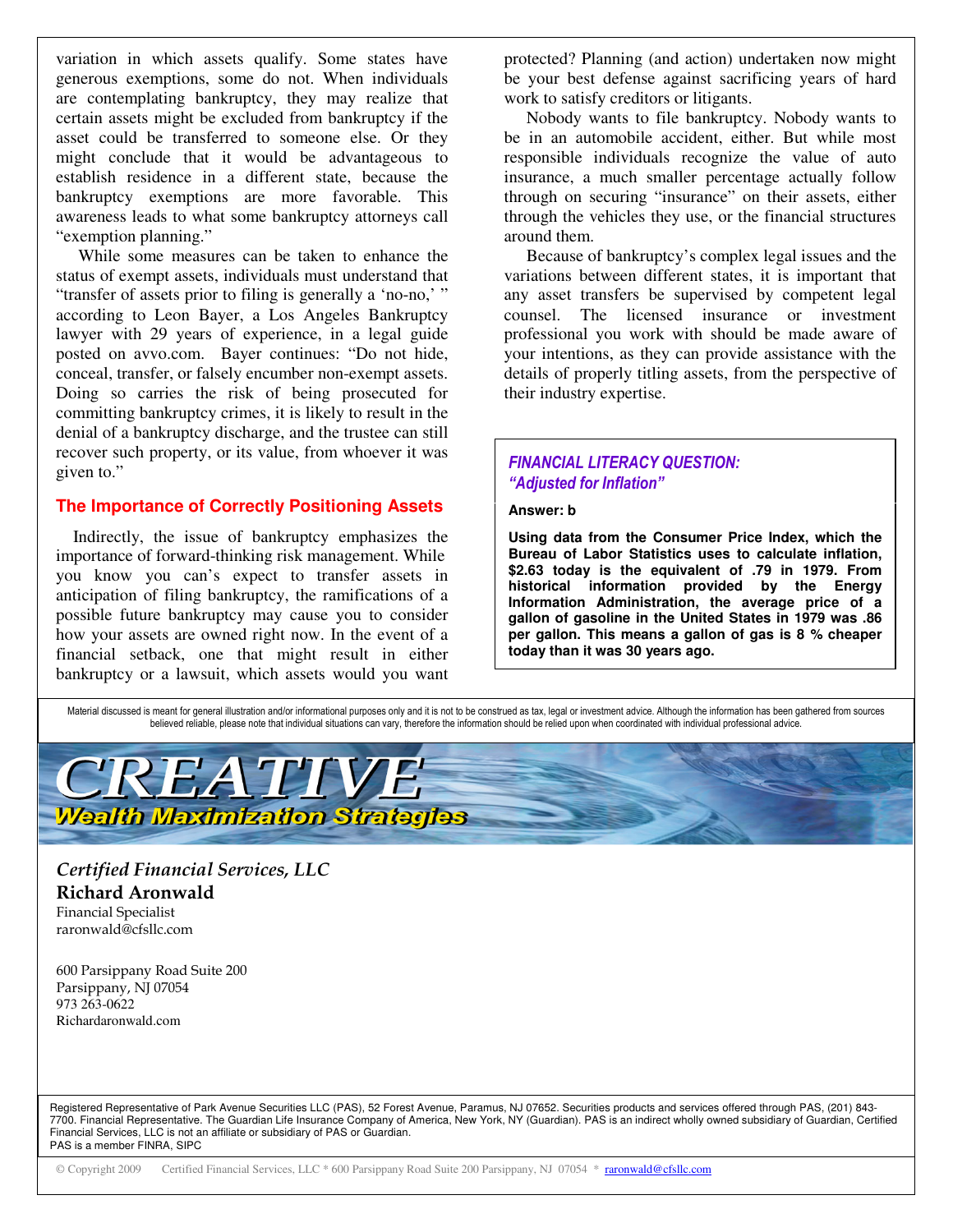variation in which assets qualify. Some states have generous exemptions, some do not. When individuals are contemplating bankruptcy, they may realize that certain assets might be excluded from bankruptcy if the asset could be transferred to someone else. Or they might conclude that it would be advantageous to establish residence in a different state, because the bankruptcy exemptions are more favorable. This awareness leads to what some bankruptcy attorneys call "exemption planning."

While some measures can be taken to enhance the status of exempt assets, individuals must understand that "transfer of assets prior to filing is generally a 'no-no,' " according to Leon Bayer, a Los Angeles Bankruptcy lawyer with 29 years of experience, in a legal guide posted on avvo.com. Bayer continues: "Do not hide, conceal, transfer, or falsely encumber non-exempt assets. Doing so carries the risk of being prosecuted for committing bankruptcy crimes, it is likely to result in the denial of a bankruptcy discharge, and the trustee can still recover such property, or its value, from whoever it was given to."

## The Importance of Correctly Positioning Assets

Indirectly, the issue of bankruptcy emphasizes the importance of forward-thinking risk management. While you know you can's expect to transfer assets in anticipation of filing bankruptcy, the ramifications of a possible future bankruptcy may cause you to consider how your assets are owned right now. In the event of a financial setback, one that might result in either bankruptcy or a lawsuit, which assets would you want protected? Planning (and action) undertaken now might be your best defense against sacrificing years of hard work to satisfy creditors or litigants.

Nobody wants to file bankruptcy. Nobody wants to be in an automobile accident, either. But while most responsible individuals recognize the value of auto insurance, a much smaller percentage actually follow through on securing "insurance" on their assets, either through the vehicles they use, or the financial structures around them.

Because of bankruptcy's complex legal issues and the variations between different states, it is important that any asset transfers be supervised by competent legal counsel. The licensed insurance or investment professional you work with should be made aware of your intentions, as they can provide assistance with the details of properly titling assets, from the perspective of their industry expertise.

***FINANCIAL LITERACY QUESTION:***
***"Adjusted for Inflation"***

**Answer: b**

**Using data from the Consumer Price Index, which the Bureau of Labor Statistics uses to calculate inflation, $2.63 today is the equivalent of .79 in 1979. From historical information provided by the Energy Information Administration, the average price of a gallon of gasoline in the United States in 1979 was .86 per gallon. This means a gallon of gas is 8 % cheaper today than it was 30 years ago.**

Material discussed is meant for general illustration and/or informational purposes only and it is not to be construed as tax, legal or investment advice. Although the information has been gathered from sources believed reliable, please note that individual situations can vary, therefore the information should be relied upon when coordinated with individual professional advice.

# CREATIVE
## Wealth Maximization Strategies

*Certified Financial Services, LLC*
**Richard Aronwald**
Financial Specialist
raronwald@cfsllc.com

600 Parsippany Road Suite 200
Parsippany, NJ 07054
973 263-0622
Richardaronwald.com

Registered Representative of Park Avenue Securities LLC (PAS), 52 Forest Avenue, Paramus, NJ 07652. Securities products and services offered through PAS, (201) 843-7700. Financial Representative. The Guardian Life Insurance Company of America, New York, NY (Guardian). PAS is an indirect wholly owned subsidiary of Guardian, Certified Financial Services, LLC is not an affiliate or subsidiary of PAS or Guardian.
PAS is a member FINRA, SIPC

© Copyright 2009 Certified Financial Services, LLC * 600 Parsippany Road Suite 200 Parsippany, NJ 07054 * raronwald@cfsllc.com